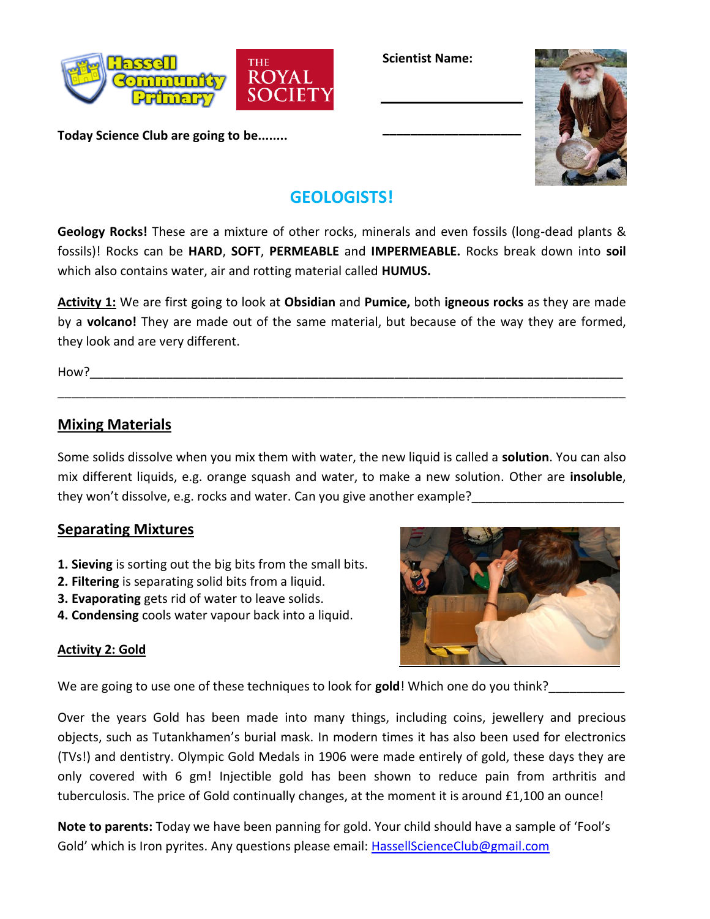Scientist Name:

____________________

____________________

**Today Science Club are going to be........**

## GEOLOGISTS!

**Geology Rocks!** These are a mixture of other rocks, minerals and even fossils (long-dead plants & fossils)! Rocks can be **HARD**, **SOFT**, **PERMEABLE** and **IMPERMEABLE.** Rocks break down into **soil** which also contains water, air and rotting material called **HUMUS.**

**Activity 1:** We are first going to look at **Obsidian** and **Pumice,** both **igneous rocks** as they are made by a **volcano!** They are made out of the same material, but because of the way they are formed, they look and are very different.

How?____________________________________________________________________________

________________________________________________________________________________

## Mixing Materials

Some solids dissolve when you mix them with water, the new liquid is called a **solution**. You can also mix different liquids, e.g. orange squash and water, to make a new solution. Other are **insoluble**, they won't dissolve, e.g. rocks and water. Can you give another example?______________________

## Separating Mixtures

1. **Sieving** is sorting out the big bits from the small bits.
2. **Filtering** is separating solid bits from a liquid.
3. **Evaporating** gets rid of water to leave solids.
4. **Condensing** cools water vapour back into a liquid.

### Activity 2: Gold

We are going to use one of these techniques to look for **gold**! Which one do you think?___________

Over the years Gold has been made into many things, including coins, jewellery and precious objects, such as Tutankhamen's burial mask. In modern times it has also been used for electronics (TVs!) and dentistry. Olympic Gold Medals in 1906 were made entirely of gold, these days they are only covered with 6 gm! Injectible gold has been shown to reduce pain from arthritis and tuberculosis. The price of Gold continually changes, at the moment it is around £1,100 an ounce!

**Note to parents:** Today we have been panning for gold. Your child should have a sample of 'Fool's Gold' which is Iron pyrites. Any questions please email: HassellScienceClub@gmail.com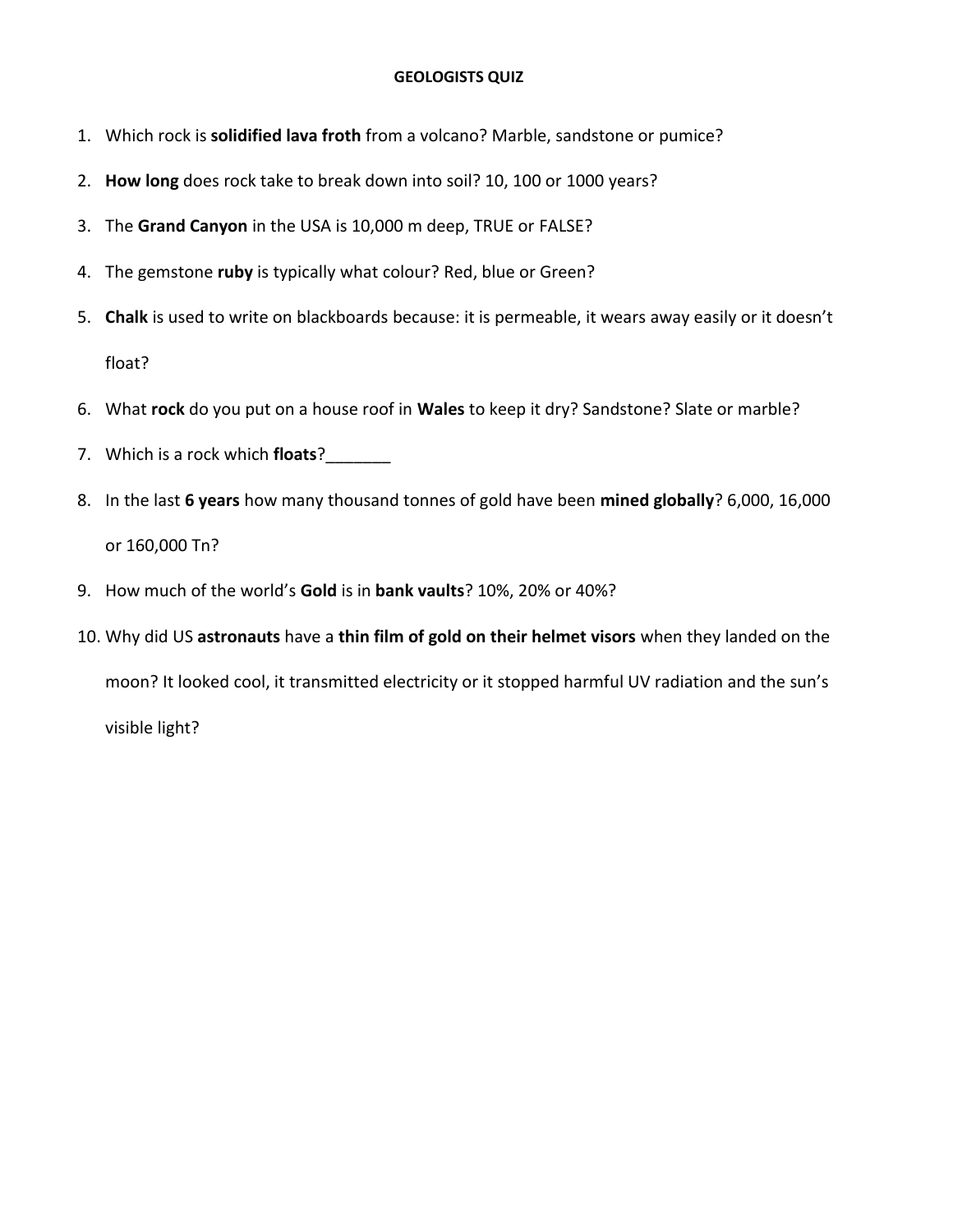**GEOLOGISTS QUIZ**

1. Which rock is **solidified lava froth** from a volcano? Marble, sandstone or pumice?
2. **How long** does rock take to break down into soil? 10, 100 or 1000 years?
3. The **Grand Canyon** in the USA is 10,000 m deep, TRUE or FALSE?
4. The gemstone **ruby** is typically what colour? Red, blue or Green?
5. **Chalk** is used to write on blackboards because: it is permeable, it wears away easily or it doesn't float?
6. What **rock** do you put on a house roof in **Wales** to keep it dry? Sandstone? Slate or marble?
7. Which is a rock which **floats**?_______
8. In the last **6 years** how many thousand tonnes of gold have been **mined globally**? 6,000, 16,000 or 160,000 Tn?
9. How much of the world's **Gold** is in **bank vaults**? 10%, 20% or 40%?
10. Why did US **astronauts** have a **thin film of gold on their helmet visors** when they landed on the moon? It looked cool, it transmitted electricity or it stopped harmful UV radiation and the sun's visible light?